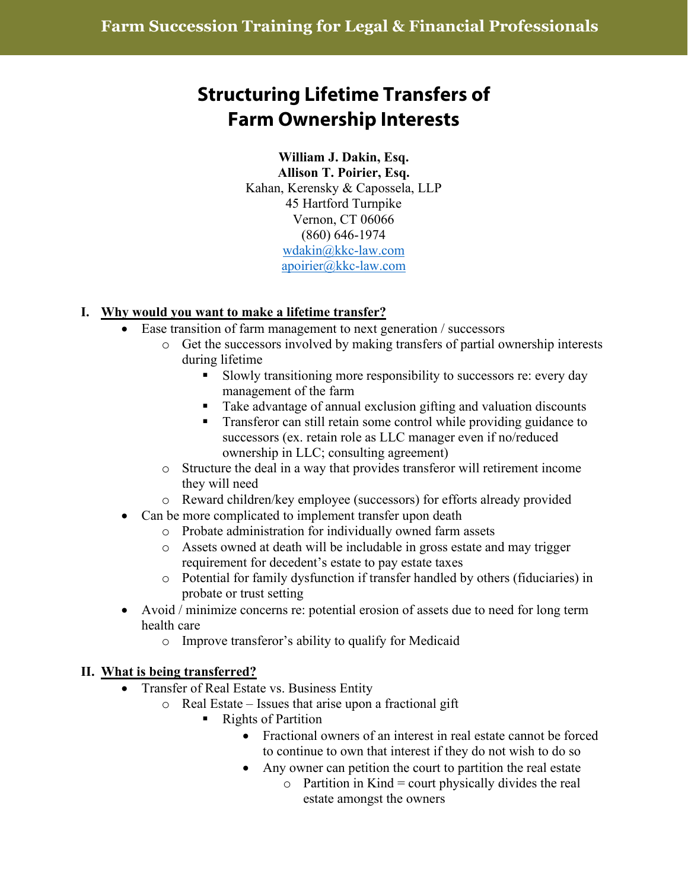# Structuring Lifetime Transfers of Farm Ownership Interests

**William J. Dakin, Esq.**
**Allison T. Poirier, Esq.**
Kahan, Kerensky & Capossela, LLP
45 Hartford Turnpike
Vernon, CT 06066
(860) 646-1974
wdakin@kkc-law.com
apoirier@kkc-law.com

## I. Why would you want to make a lifetime transfer?

- Ease transition of farm management to next generation / successors
  - Get the successors involved by making transfers of partial ownership interests during lifetime
    - Slowly transitioning more responsibility to successors re: every day management of the farm
    - Take advantage of annual exclusion gifting and valuation discounts
    - Transferor can still retain some control while providing guidance to successors (ex. retain role as LLC manager even if no/reduced ownership in LLC; consulting agreement)
  - Structure the deal in a way that provides transferor will retirement income they will need
  - Reward children/key employee (successors) for efforts already provided
- Can be more complicated to implement transfer upon death
  - Probate administration for individually owned farm assets
  - Assets owned at death will be includable in gross estate and may trigger requirement for decedent's estate to pay estate taxes
  - Potential for family dysfunction if transfer handled by others (fiduciaries) in probate or trust setting
- Avoid / minimize concerns re: potential erosion of assets due to need for long term health care
  - Improve transferor's ability to qualify for Medicaid

## II. What is being transferred?

- Transfer of Real Estate vs. Business Entity
  - Real Estate – Issues that arise upon a fractional gift
    - Rights of Partition
      - Fractional owners of an interest in real estate cannot be forced to continue to own that interest if they do not wish to do so
      - Any owner can petition the court to partition the real estate
        - Partition in Kind = court physically divides the real estate amongst the owners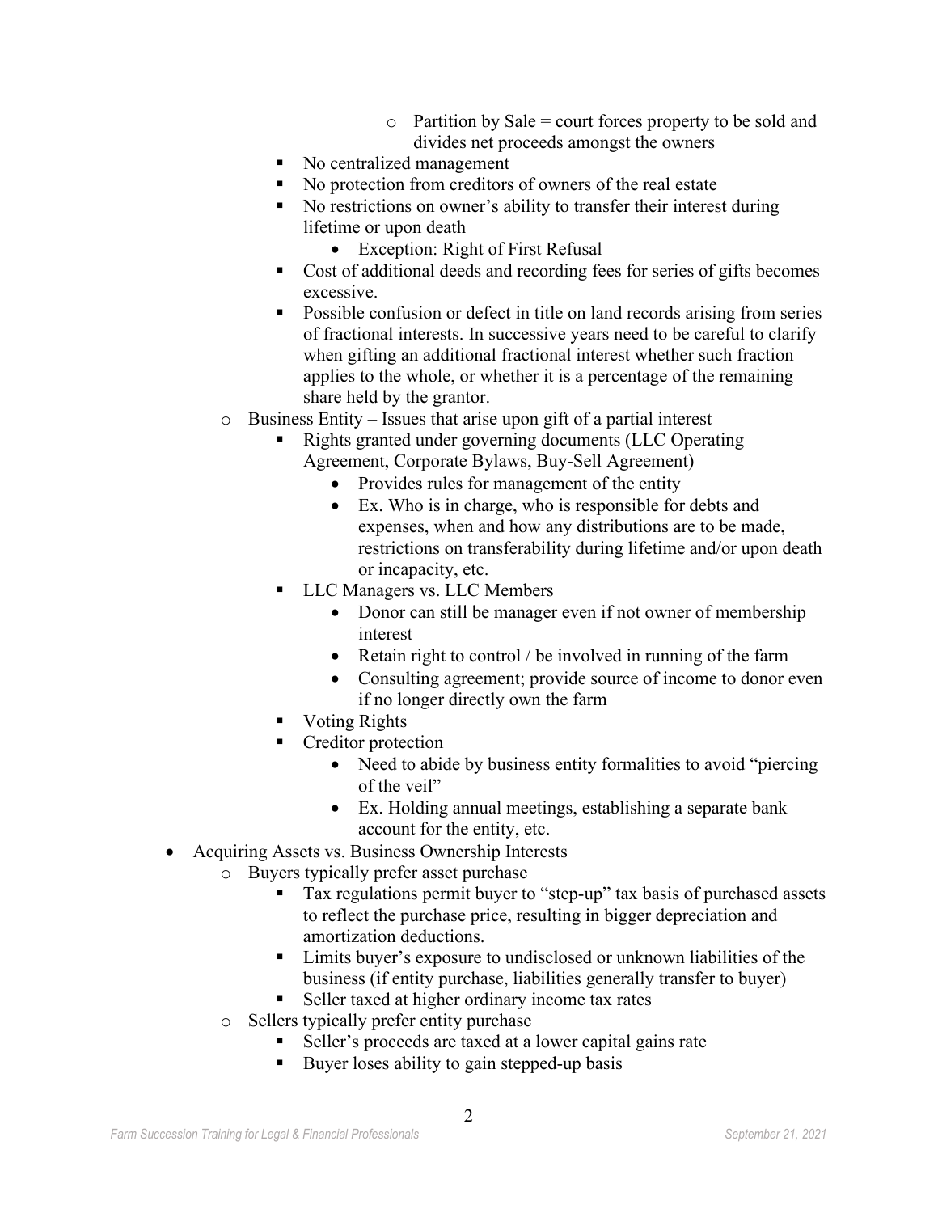- Partition by Sale = court forces property to be sold and divides net proceeds amongst the owners
        - No centralized management
        - No protection from creditors of owners of the real estate
        - No restrictions on owner's ability to transfer their interest during lifetime or upon death
            - Exception: Right of First Refusal
        - Cost of additional deeds and recording fees for series of gifts becomes excessive.
        - Possible confusion or defect in title on land records arising from series of fractional interests. In successive years need to be careful to clarify when gifting an additional fractional interest whether such fraction applies to the whole, or whether it is a percentage of the remaining share held by the grantor.
    - Business Entity – Issues that arise upon gift of a partial interest
        - Rights granted under governing documents (LLC Operating Agreement, Corporate Bylaws, Buy-Sell Agreement)
            - Provides rules for management of the entity
            - Ex. Who is in charge, who is responsible for debts and expenses, when and how any distributions are to be made, restrictions on transferability during lifetime and/or upon death or incapacity, etc.
        - LLC Managers vs. LLC Members
            - Donor can still be manager even if not owner of membership interest
            - Retain right to control / be involved in running of the farm
            - Consulting agreement; provide source of income to donor even if no longer directly own the farm
        - Voting Rights
        - Creditor protection
            - Need to abide by business entity formalities to avoid "piercing of the veil"
            - Ex. Holding annual meetings, establishing a separate bank account for the entity, etc.
- Acquiring Assets vs. Business Ownership Interests
    - Buyers typically prefer asset purchase
        - Tax regulations permit buyer to "step-up" tax basis of purchased assets to reflect the purchase price, resulting in bigger depreciation and amortization deductions.
        - Limits buyer's exposure to undisclosed or unknown liabilities of the business (if entity purchase, liabilities generally transfer to buyer)
        - Seller taxed at higher ordinary income tax rates
    - Sellers typically prefer entity purchase
        - Seller's proceeds are taxed at a lower capital gains rate
        - Buyer loses ability to gain stepped-up basis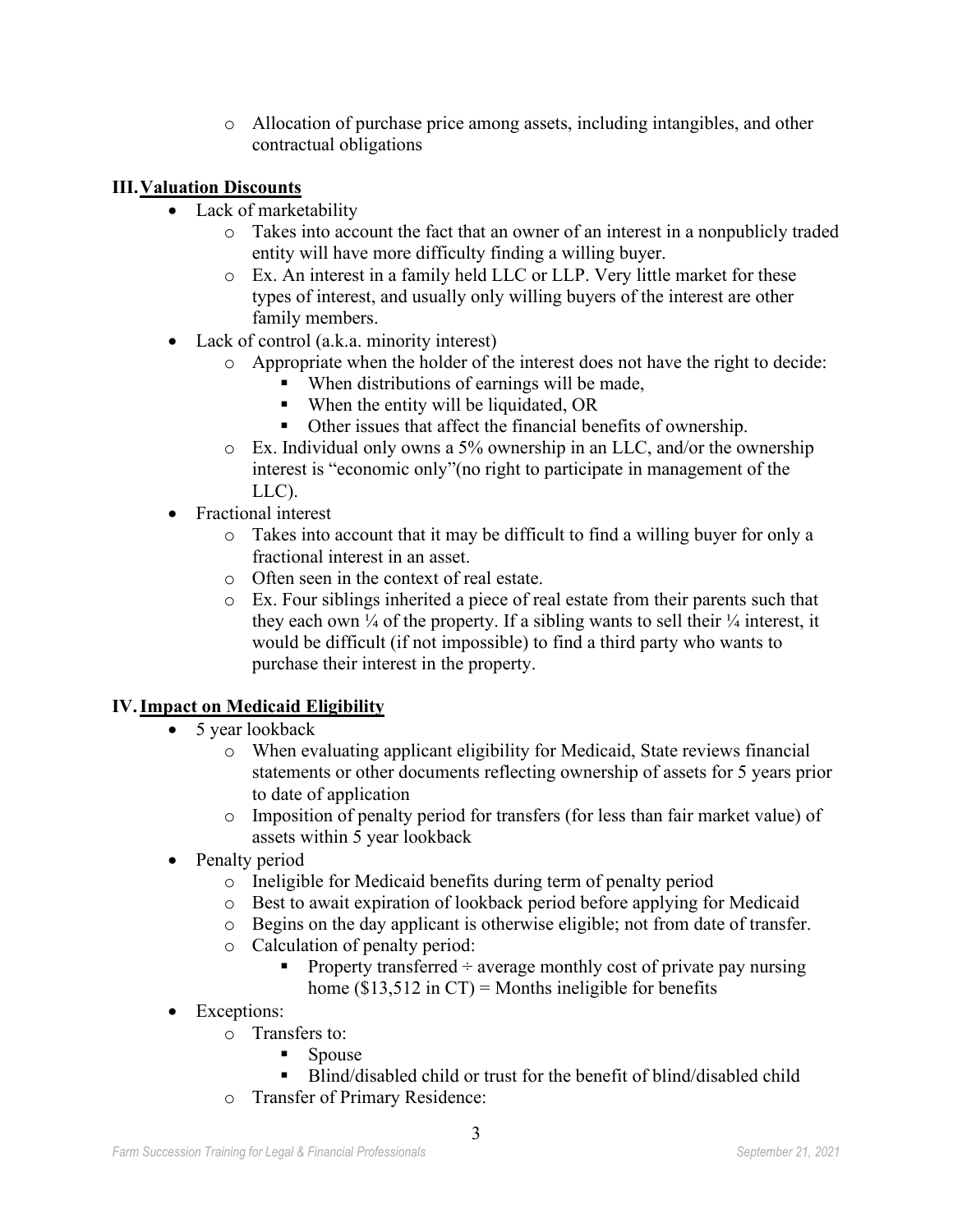- Allocation of purchase price among assets, including intangibles, and other contractual obligations

## III. Valuation Discounts

- Lack of marketability
    - Takes into account the fact that an owner of an interest in a nonpublicly traded entity will have more difficulty finding a willing buyer.
    - Ex. An interest in a family held LLC or LLP. Very little market for these types of interest, and usually only willing buyers of the interest are other family members.
- Lack of control (a.k.a. minority interest)
    - Appropriate when the holder of the interest does not have the right to decide:
        - When distributions of earnings will be made,
        - When the entity will be liquidated, OR
        - Other issues that affect the financial benefits of ownership.
    - Ex. Individual only owns a 5% ownership in an LLC, and/or the ownership interest is "economic only"(no right to participate in management of the LLC).
- Fractional interest
    - Takes into account that it may be difficult to find a willing buyer for only a fractional interest in an asset.
    - Often seen in the context of real estate.
    - Ex. Four siblings inherited a piece of real estate from their parents such that they each own ¼ of the property. If a sibling wants to sell their ¼ interest, it would be difficult (if not impossible) to find a third party who wants to purchase their interest in the property.

## IV. Impact on Medicaid Eligibility

- 5 year lookback
    - When evaluating applicant eligibility for Medicaid, State reviews financial statements or other documents reflecting ownership of assets for 5 years prior to date of application
    - Imposition of penalty period for transfers (for less than fair market value) of assets within 5 year lookback
- Penalty period
    - Ineligible for Medicaid benefits during term of penalty period
    - Best to await expiration of lookback period before applying for Medicaid
    - Begins on the day applicant is otherwise eligible; not from date of transfer.
    - Calculation of penalty period:
        - Property transferred ÷ average monthly cost of private pay nursing home ($13,512 in CT) = Months ineligible for benefits
- Exceptions:
    - Transfers to:
        - Spouse
        - Blind/disabled child or trust for the benefit of blind/disabled child
    - Transfer of Primary Residence: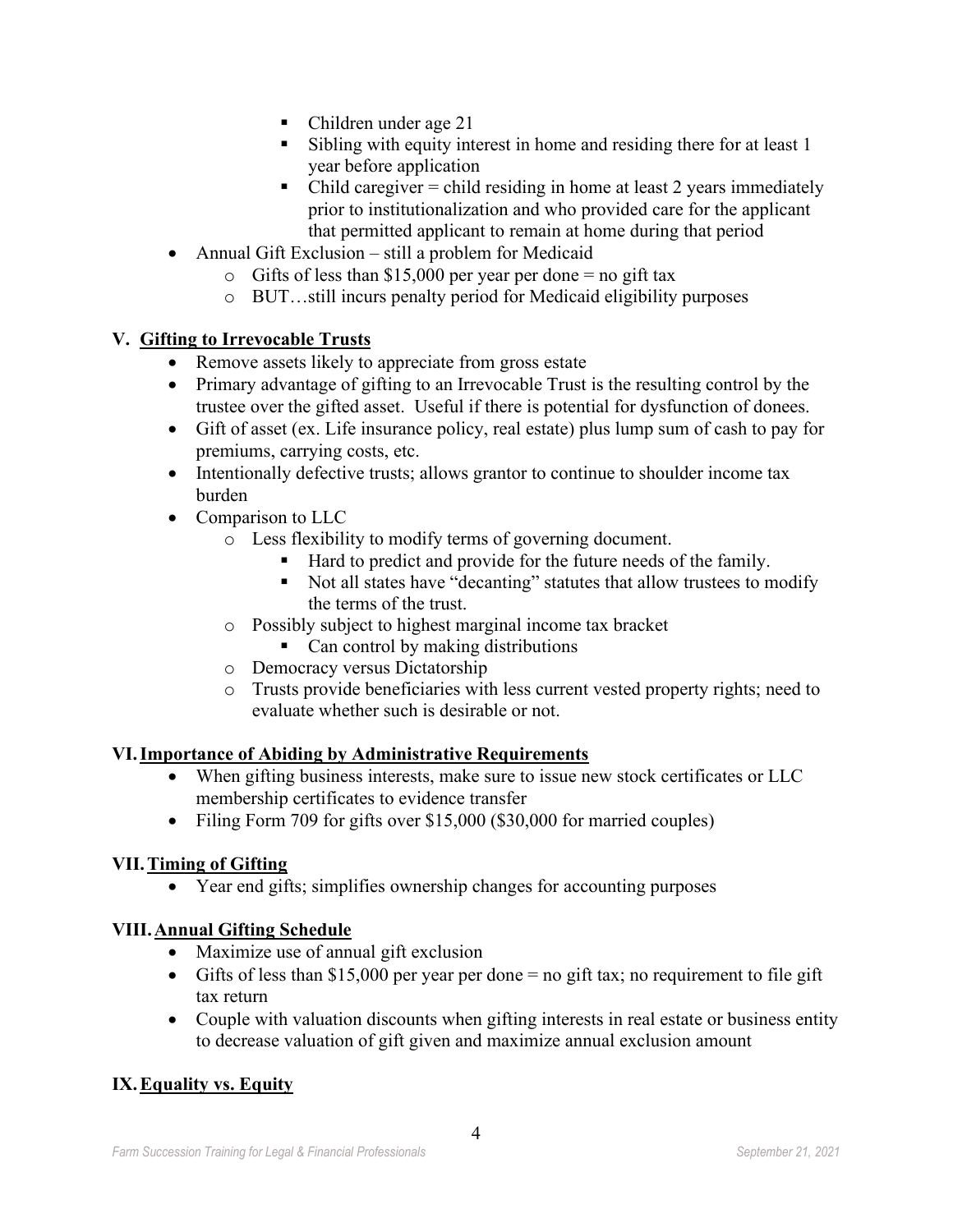- Children under age 21
        - Sibling with equity interest in home and residing there for at least 1 year before application
        - Child caregiver = child residing in home at least 2 years immediately prior to institutionalization and who provided care for the applicant that permitted applicant to remain at home during that period
- Annual Gift Exclusion – still a problem for Medicaid
    - Gifts of less than $15,000 per year per done = no gift tax
    - BUT…still incurs penalty period for Medicaid eligibility purposes

## V. Gifting to Irrevocable Trusts

- Remove assets likely to appreciate from gross estate
- Primary advantage of gifting to an Irrevocable Trust is the resulting control by the trustee over the gifted asset. Useful if there is potential for dysfunction of donees.
- Gift of asset (ex. Life insurance policy, real estate) plus lump sum of cash to pay for premiums, carrying costs, etc.
- Intentionally defective trusts; allows grantor to continue to shoulder income tax burden
- Comparison to LLC
    - Less flexibility to modify terms of governing document.
        - Hard to predict and provide for the future needs of the family.
        - Not all states have "decanting" statutes that allow trustees to modify the terms of the trust.
    - Possibly subject to highest marginal income tax bracket
        - Can control by making distributions
    - Democracy versus Dictatorship
    - Trusts provide beneficiaries with less current vested property rights; need to evaluate whether such is desirable or not.

## VI. Importance of Abiding by Administrative Requirements

- When gifting business interests, make sure to issue new stock certificates or LLC membership certificates to evidence transfer
- Filing Form 709 for gifts over $15,000 ($30,000 for married couples)

## VII. Timing of Gifting

- Year end gifts; simplifies ownership changes for accounting purposes

## VIII. Annual Gifting Schedule

- Maximize use of annual gift exclusion
- Gifts of less than $15,000 per year per done = no gift tax; no requirement to file gift tax return
- Couple with valuation discounts when gifting interests in real estate or business entity to decrease valuation of gift given and maximize annual exclusion amount

## IX. Equality vs. Equity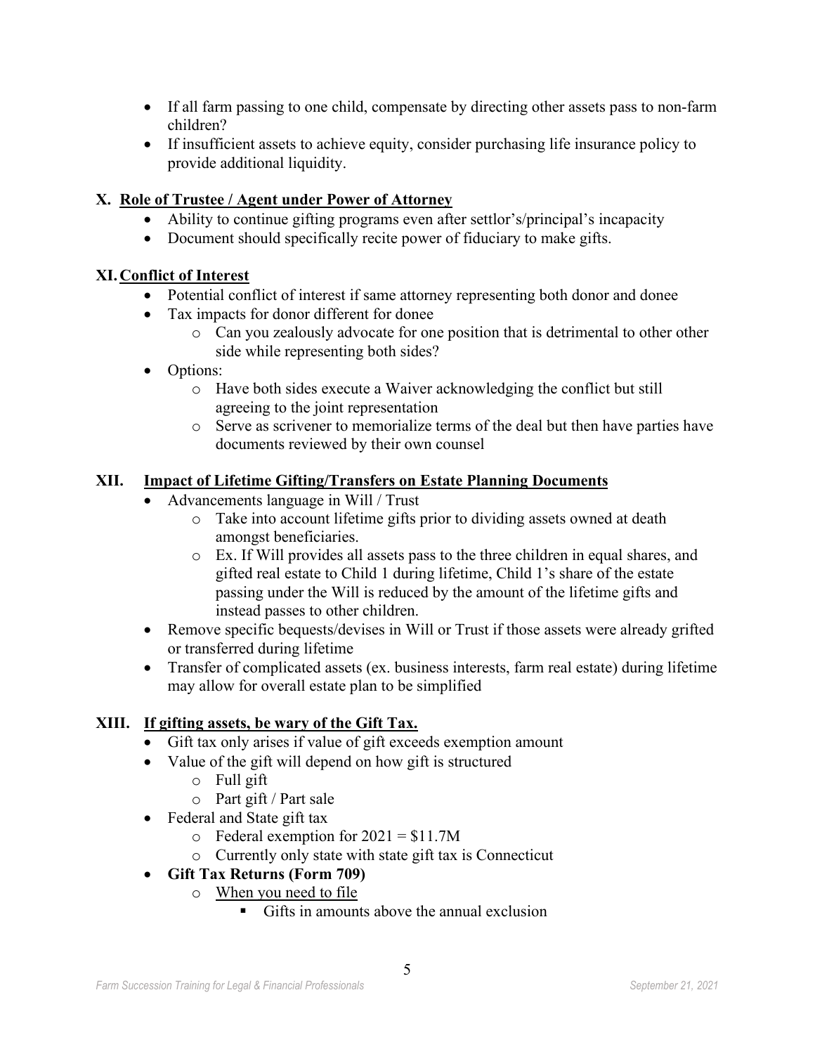- If all farm passing to one child, compensate by directing other assets pass to non-farm children?
- If insufficient assets to achieve equity, consider purchasing life insurance policy to provide additional liquidity.

## X. Role of Trustee / Agent under Power of Attorney

- Ability to continue gifting programs even after settlor's/principal's incapacity
- Document should specifically recite power of fiduciary to make gifts.

## XI. Conflict of Interest

- Potential conflict of interest if same attorney representing both donor and donee
- Tax impacts for donor different for donee
  - Can you zealously advocate for one position that is detrimental to other other side while representing both sides?
- Options:
  - Have both sides execute a Waiver acknowledging the conflict but still agreeing to the joint representation
  - Serve as scrivener to memorialize terms of the deal but then have parties have documents reviewed by their own counsel

## XII. Impact of Lifetime Gifting/Transfers on Estate Planning Documents

- Advancements language in Will / Trust
  - Take into account lifetime gifts prior to dividing assets owned at death amongst beneficiaries.
  - Ex. If Will provides all assets pass to the three children in equal shares, and gifted real estate to Child 1 during lifetime, Child 1's share of the estate passing under the Will is reduced by the amount of the lifetime gifts and instead passes to other children.
- Remove specific bequests/devises in Will or Trust if those assets were already grifted or transferred during lifetime
- Transfer of complicated assets (ex. business interests, farm real estate) during lifetime may allow for overall estate plan to be simplified

## XIII. If gifting assets, be wary of the Gift Tax.

- Gift tax only arises if value of gift exceeds exemption amount
- Value of the gift will depend on how gift is structured
  - Full gift
  - Part gift / Part sale
- Federal and State gift tax
  - Federal exemption for 2021 = $11.7M
  - Currently only state with state gift tax is Connecticut
- **Gift Tax Returns (Form 709)**
  - When you need to file
    - Gifts in amounts above the annual exclusion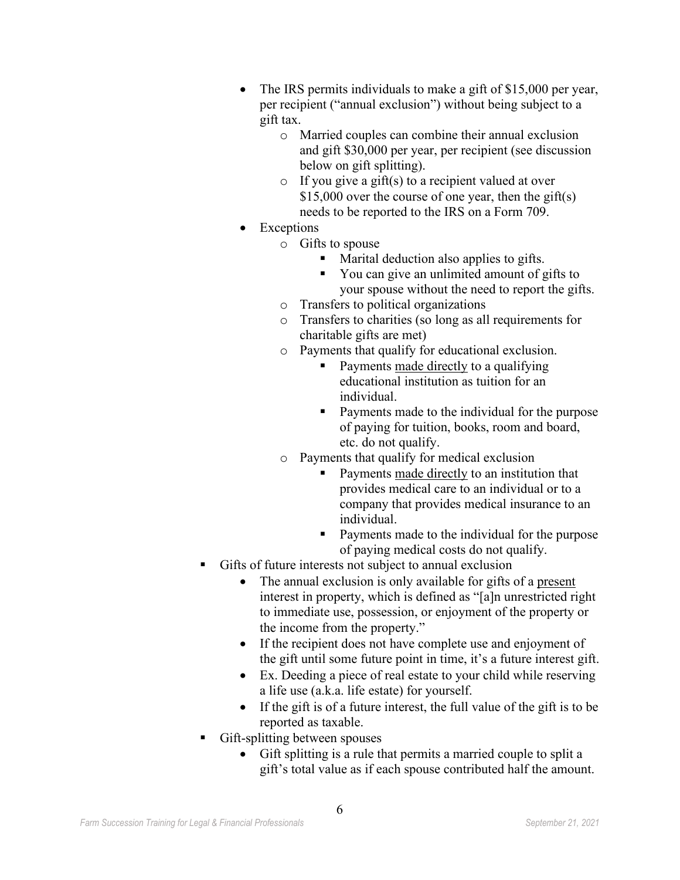- The IRS permits individuals to make a gift of $15,000 per year, per recipient ("annual exclusion") without being subject to a gift tax.
            - Married couples can combine their annual exclusion and gift $30,000 per year, per recipient (see discussion below on gift splitting).
            - If you give a gift(s) to a recipient valued at over $15,000 over the course of one year, then the gift(s) needs to be reported to the IRS on a Form 709.
        - Exceptions
            - Gifts to spouse
                - Marital deduction also applies to gifts.
                - You can give an unlimited amount of gifts to your spouse without the need to report the gifts.
            - Transfers to political organizations
            - Transfers to charities (so long as all requirements for charitable gifts are met)
            - Payments that qualify for educational exclusion.
                - Payments <u>made directly</u> to a qualifying educational institution as tuition for an individual.
                - Payments made to the individual for the purpose of paying for tuition, books, room and board, etc. do not qualify.
            - Payments that qualify for medical exclusion
                - Payments <u>made directly</u> to an institution that provides medical care to an individual or to a company that provides medical insurance to an individual.
                - Payments made to the individual for the purpose of paying medical costs do not qualify.
    - Gifts of future interests not subject to annual exclusion
        - The annual exclusion is only available for gifts of a <u>present</u> interest in property, which is defined as "[a]n unrestricted right to immediate use, possession, or enjoyment of the property or the income from the property."
        - If the recipient does not have complete use and enjoyment of the gift until some future point in time, it's a future interest gift.
        - Ex. Deeding a piece of real estate to your child while reserving a life use (a.k.a. life estate) for yourself.
        - If the gift is of a future interest, the full value of the gift is to be reported as taxable.
    - Gift-splitting between spouses
        - Gift splitting is a rule that permits a married couple to split a gift's total value as if each spouse contributed half the amount.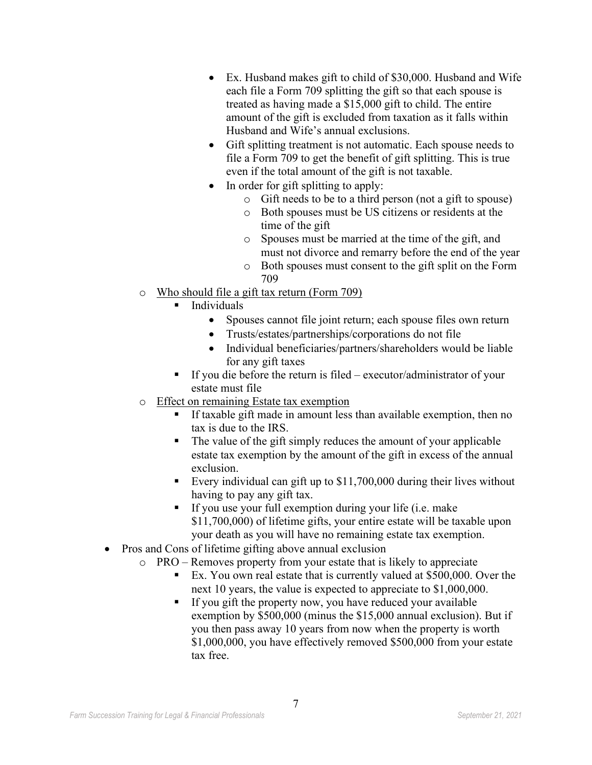- Ex. Husband makes gift to child of $30,000. Husband and Wife each file a Form 709 splitting the gift so that each spouse is treated as having made a $15,000 gift to child. The entire amount of the gift is excluded from taxation as it falls within Husband and Wife's annual exclusions.
        - Gift splitting treatment is not automatic. Each spouse needs to file a Form 709 to get the benefit of gift splitting. This is true even if the total amount of the gift is not taxable.
        - In order for gift splitting to apply:
            - Gift needs to be to a third person (not a gift to spouse)
            - Both spouses must be US citizens or residents at the time of the gift
            - Spouses must be married at the time of the gift, and must not divorce and remarry before the end of the year
            - Both spouses must consent to the gift split on the Form 709
    - <u>Who should file a gift tax return (Form 709)</u>
        - Individuals
            - Spouses cannot file joint return; each spouse files own return
            - Trusts/estates/partnerships/corporations do not file
            - Individual beneficiaries/partners/shareholders would be liable for any gift taxes
        - If you die before the return is filed – executor/administrator of your estate must file
    - <u>Effect on remaining Estate tax exemption</u>
        - If taxable gift made in amount less than available exemption, then no tax is due to the IRS.
        - The value of the gift simply reduces the amount of your applicable estate tax exemption by the amount of the gift in excess of the annual exclusion.
        - Every individual can gift up to $11,700,000 during their lives without having to pay any gift tax.
        - If you use your full exemption during your life (i.e. make $11,700,000) of lifetime gifts, your entire estate will be taxable upon your death as you will have no remaining estate tax exemption.
- Pros and Cons of lifetime gifting above annual exclusion
    - PRO – Removes property from your estate that is likely to appreciate
        - Ex. You own real estate that is currently valued at $500,000. Over the next 10 years, the value is expected to appreciate to $1,000,000.
        - If you gift the property now, you have reduced your available exemption by $500,000 (minus the $15,000 annual exclusion). But if you then pass away 10 years from now when the property is worth $1,000,000, you have effectively removed $500,000 from your estate tax free.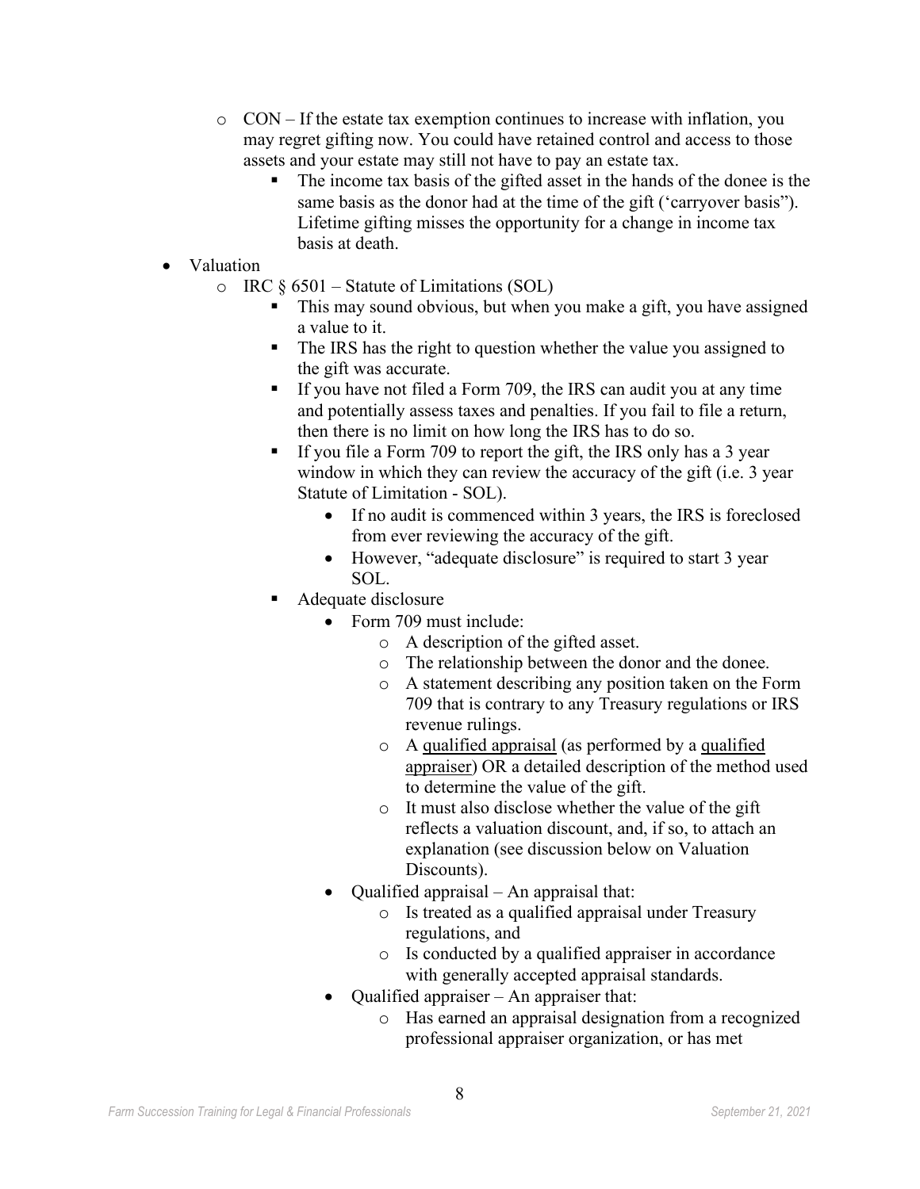- CON – If the estate tax exemption continues to increase with inflation, you may regret gifting now. You could have retained control and access to those assets and your estate may still not have to pay an estate tax.
    - The income tax basis of the gifted asset in the hands of the donee is the same basis as the donor had at the time of the gift ('carryover basis"). Lifetime gifting misses the opportunity for a change in income tax basis at death.

- Valuation
    - IRC § 6501 – Statute of Limitations (SOL)
        - This may sound obvious, but when you make a gift, you have assigned a value to it.
        - The IRS has the right to question whether the value you assigned to the gift was accurate.
        - If you have not filed a Form 709, the IRS can audit you at any time and potentially assess taxes and penalties. If you fail to file a return, then there is no limit on how long the IRS has to do so.
        - If you file a Form 709 to report the gift, the IRS only has a 3 year window in which they can review the accuracy of the gift (i.e. 3 year Statute of Limitation - SOL).
            - If no audit is commenced within 3 years, the IRS is foreclosed from ever reviewing the accuracy of the gift.
            - However, "adequate disclosure" is required to start 3 year SOL.
        - Adequate disclosure
            - Form 709 must include:
                - A description of the gifted asset.
                - The relationship between the donor and the donee.
                - A statement describing any position taken on the Form 709 that is contrary to any Treasury regulations or IRS revenue rulings.
                - A qualified appraisal (as performed by a qualified appraiser) OR a detailed description of the method used to determine the value of the gift.
                - It must also disclose whether the value of the gift reflects a valuation discount, and, if so, to attach an explanation (see discussion below on Valuation Discounts).
            - Qualified appraisal – An appraisal that:
                - Is treated as a qualified appraisal under Treasury regulations, and
                - Is conducted by a qualified appraiser in accordance with generally accepted appraisal standards.
            - Qualified appraiser – An appraiser that:
                - Has earned an appraisal designation from a recognized professional appraiser organization, or has met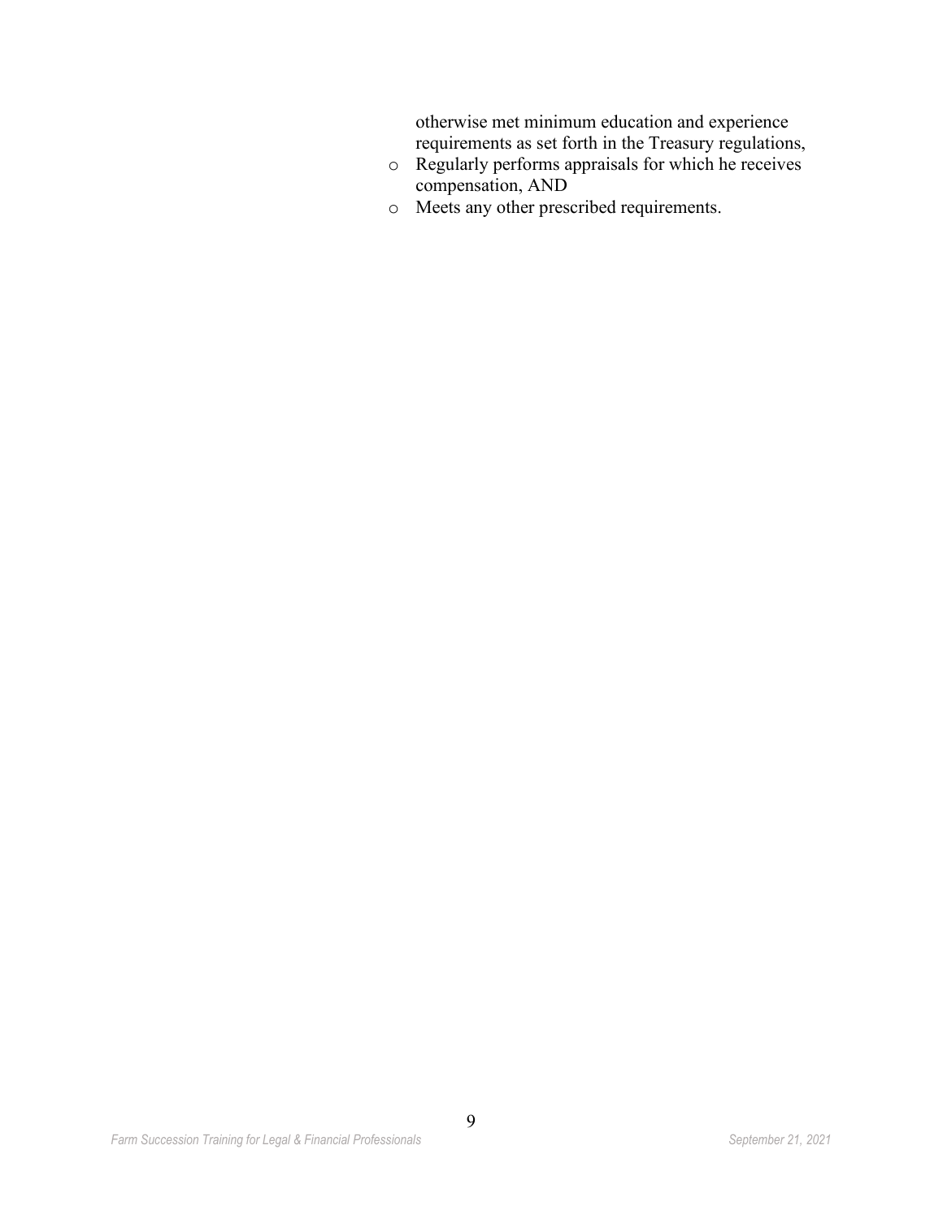otherwise met minimum education and experience requirements as set forth in the Treasury regulations,

- Regularly performs appraisals for which he receives compensation, AND
- Meets any other prescribed requirements.